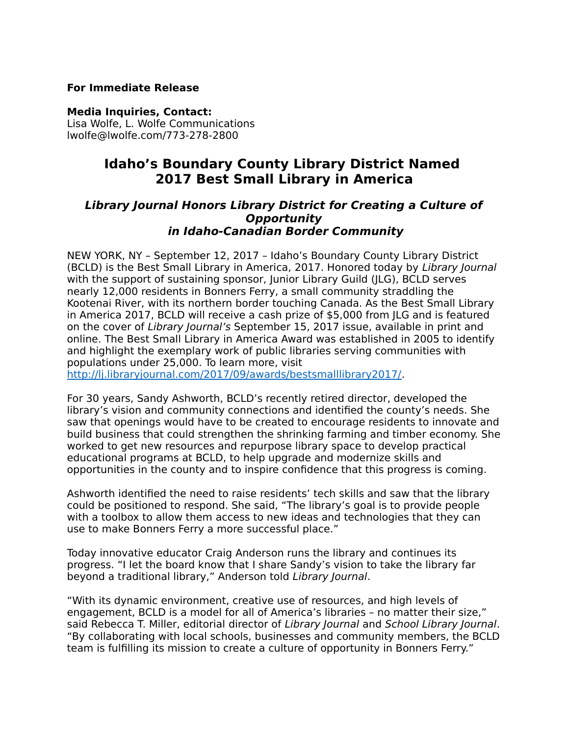**For Immediate Release**

**Media Inquiries, Contact:**
Lisa Wolfe, L. Wolfe Communications
lwolfe@lwolfe.com/773-278-2800

# Idaho's Boundary County Library District Named 2017 Best Small Library in America

### *Library Journal Honors Library District for Creating a Culture of Opportunity in Idaho-Canadian Border Community*

NEW YORK, NY – September 12, 2017 – Idaho's Boundary County Library District (BCLD) is the Best Small Library in America, 2017. Honored today by *Library Journal* with the support of sustaining sponsor, Junior Library Guild (JLG), BCLD serves nearly 12,000 residents in Bonners Ferry, a small community straddling the Kootenai River, with its northern border touching Canada. As the Best Small Library in America 2017, BCLD will receive a cash prize of $5,000 from JLG and is featured on the cover of *Library Journal's* September 15, 2017 issue, available in print and online. The Best Small Library in America Award was established in 2005 to identify and highlight the exemplary work of public libraries serving communities with populations under 25,000. To learn more, visit [http://lj.libraryjournal.com/2017/09/awards/bestsmalllibrary2017/](http://lj.libraryjournal.com/2017/09/awards/bestsmalllibrary2017/).

For 30 years, Sandy Ashworth, BCLD's recently retired director, developed the library's vision and community connections and identified the county's needs. She saw that openings would have to be created to encourage residents to innovate and build business that could strengthen the shrinking farming and timber economy. She worked to get new resources and repurpose library space to develop practical educational programs at BCLD, to help upgrade and modernize skills and opportunities in the county and to inspire confidence that this progress is coming.

Ashworth identified the need to raise residents' tech skills and saw that the library could be positioned to respond. She said, "The library's goal is to provide people with a toolbox to allow them access to new ideas and technologies that they can use to make Bonners Ferry a more successful place."

Today innovative educator Craig Anderson runs the library and continues its progress. "I let the board know that I share Sandy's vision to take the library far beyond a traditional library," Anderson told *Library Journal*.

"With its dynamic environment, creative use of resources, and high levels of engagement, BCLD is a model for all of America's libraries – no matter their size," said Rebecca T. Miller, editorial director of *Library Journal* and *School Library Journal*. "By collaborating with local schools, businesses and community members, the BCLD team is fulfilling its mission to create a culture of opportunity in Bonners Ferry."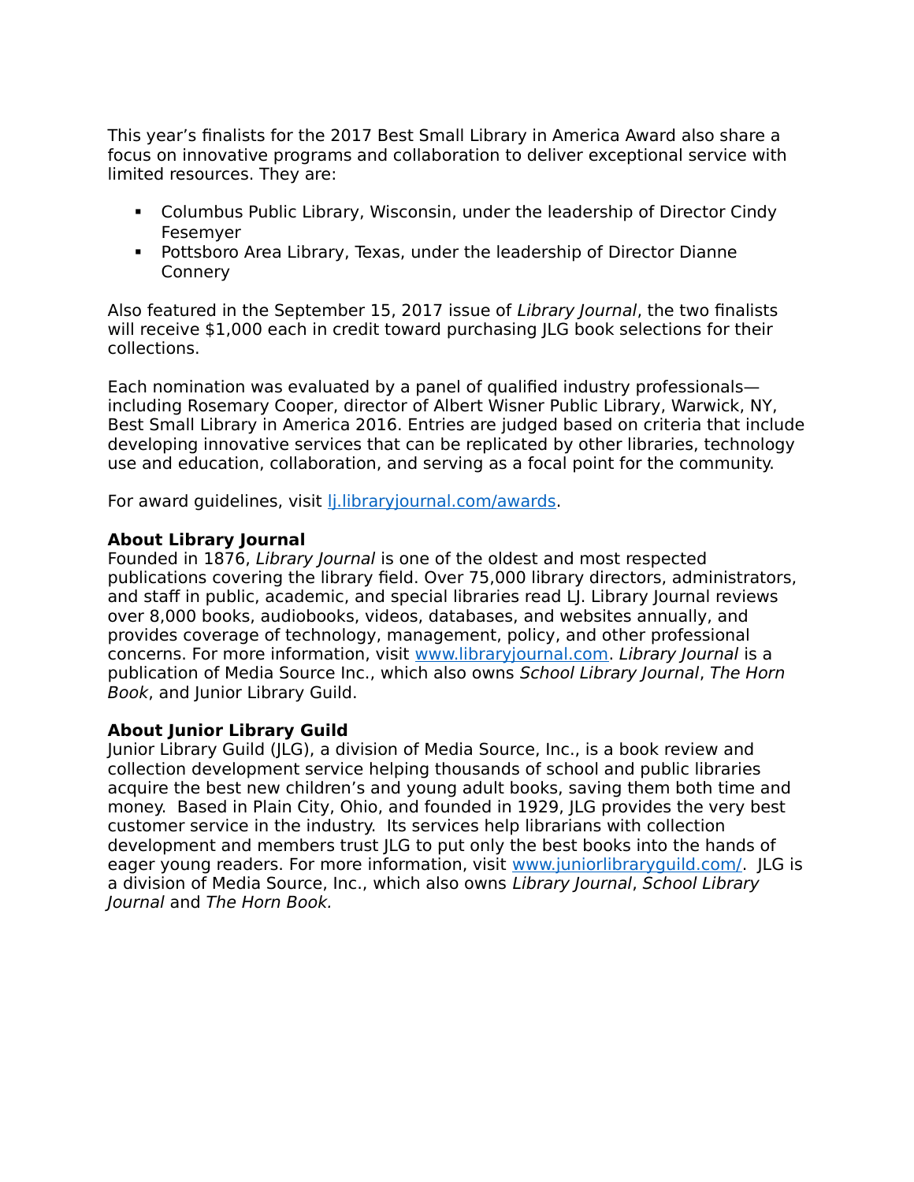This year's finalists for the 2017 Best Small Library in America Award also share a focus on innovative programs and collaboration to deliver exceptional service with limited resources. They are:

- Columbus Public Library, Wisconsin, under the leadership of Director Cindy Fesemyer
- Pottsboro Area Library, Texas, under the leadership of Director Dianne Connery

Also featured in the September 15, 2017 issue of *Library Journal*, the two finalists will receive $1,000 each in credit toward purchasing JLG book selections for their collections.

Each nomination was evaluated by a panel of qualified industry professionals—including Rosemary Cooper, director of Albert Wisner Public Library, Warwick, NY, Best Small Library in America 2016. Entries are judged based on criteria that include developing innovative services that can be replicated by other libraries, technology use and education, collaboration, and serving as a focal point for the community.

For award guidelines, visit [lj.libraryjournal.com/awards](lj.libraryjournal.com/awards).

**About Library Journal**
Founded in 1876, *Library Journal* is one of the oldest and most respected publications covering the library field. Over 75,000 library directors, administrators, and staff in public, academic, and special libraries read LJ. Library Journal reviews over 8,000 books, audiobooks, videos, databases, and websites annually, and provides coverage of technology, management, policy, and other professional concerns. For more information, visit [www.libraryjournal.com](www.libraryjournal.com). *Library Journal* is a publication of Media Source Inc., which also owns *School Library Journal*, *The Horn Book*, and Junior Library Guild.

**About Junior Library Guild**
Junior Library Guild (JLG), a division of Media Source, Inc., is a book review and collection development service helping thousands of school and public libraries acquire the best new children's and young adult books, saving them both time and money. Based in Plain City, Ohio, and founded in 1929, JLG provides the very best customer service in the industry. Its services help librarians with collection development and members trust JLG to put only the best books into the hands of eager young readers. For more information, visit [www.juniorlibraryguild.com/](www.juniorlibraryguild.com/). JLG is a division of Media Source, Inc., which also owns *Library Journal*, *School Library Journal* and *The Horn Book.*